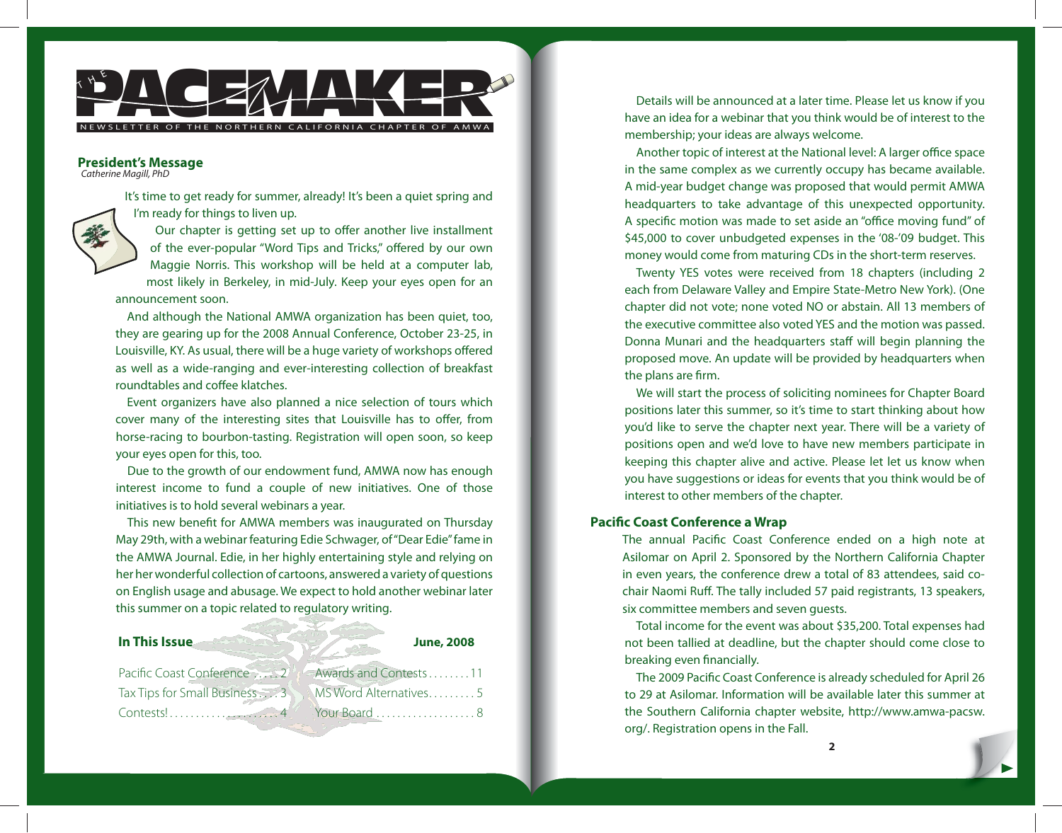# THE PACEMAKER

NEWSLETTER OF THE NORTHERN CALIFORNIA CHAPTER OF AMWA

## President's Message

*Catherine Magill, PhD*

It's time to get ready for summer, already! It's been a quiet spring and I'm ready for things to liven up.

Our chapter is getting set up to offer another live installment of the ever-popular "Word Tips and Tricks," offered by our own Maggie Norris. This workshop will be held at a computer lab, most likely in Berkeley, in mid-July. Keep your eyes open for an announcement soon.

And although the National AMWA organization has been quiet, too, they are gearing up for the 2008 Annual Conference, October 23-25, in Louisville, KY. As usual, there will be a huge variety of workshops offered as well as a wide-ranging and ever-interesting collection of breakfast roundtables and coffee klatches.

Event organizers have also planned a nice selection of tours which cover many of the interesting sites that Louisville has to offer, from horse-racing to bourbon-tasting. Registration will open soon, so keep your eyes open for this, too.

Due to the growth of our endowment fund, AMWA now has enough interest income to fund a couple of new initiatives. One of those initiatives is to hold several webinars a year.

This new benefit for AMWA members was inaugurated on Thursday May 29th, with a webinar featuring Edie Schwager, of "Dear Edie" fame in the AMWA Journal. Edie, in her highly entertaining style and relying on her her wonderful collection of cartoons, answered a variety of questions on English usage and abusage. We expect to hold another webinar later this summer on a topic related to regulatory writing.

Details will be announced at a later time. Please let us know if you have an idea for a webinar that you think would be of interest to the membership; your ideas are always welcome.

Another topic of interest at the National level: A larger office space in the same complex as we currently occupy has became available. A mid-year budget change was proposed that would permit AMWA headquarters to take advantage of this unexpected opportunity. A specific motion was made to set aside an "office moving fund" of $45,000 to cover unbudgeted expenses in the '08-'09 budget. This money would come from maturing CDs in the short-term reserves.

Twenty YES votes were received from 18 chapters (including 2 each from Delaware Valley and Empire State-Metro New York). (One chapter did not vote; none voted NO or abstain. All 13 members of the executive committee also voted YES and the motion was passed. Donna Munari and the headquarters staff will begin planning the proposed move. An update will be provided by headquarters when the plans are firm.

We will start the process of soliciting nominees for Chapter Board positions later this summer, so it's time to start thinking about how you'd like to serve the chapter next year. There will be a variety of positions open and we'd love to have new members participate in keeping this chapter alive and active. Please let let us know when you have suggestions or ideas for events that you think would be of interest to other members of the chapter.

### In This Issue — June, 2008

| | | | |
|---|---|---|---|
| Pacific Coast Conference | 2 | Awards and Contests | 11 |
| Tax Tips for Small Business | 3 | MS Word Alternatives | 5 |
| Contests! | 4 | Your Board | 8 |

## Pacific Coast Conference a Wrap

The annual Pacific Coast Conference ended on a high note at Asilomar on April 2. Sponsored by the Northern California Chapter in even years, the conference drew a total of 83 attendees, said co-chair Naomi Ruff. The tally included 57 paid registrants, 13 speakers, six committee members and seven guests.

Total income for the event was about $35,200. Total expenses had not been tallied at deadline, but the chapter should come close to breaking even financially.

The 2009 Pacific Coast Conference is already scheduled for April 26 to 29 at Asilomar. Information will be available later this summer at the Southern California chapter website, http://www.amwa-pacsw.org/. Registration opens in the Fall.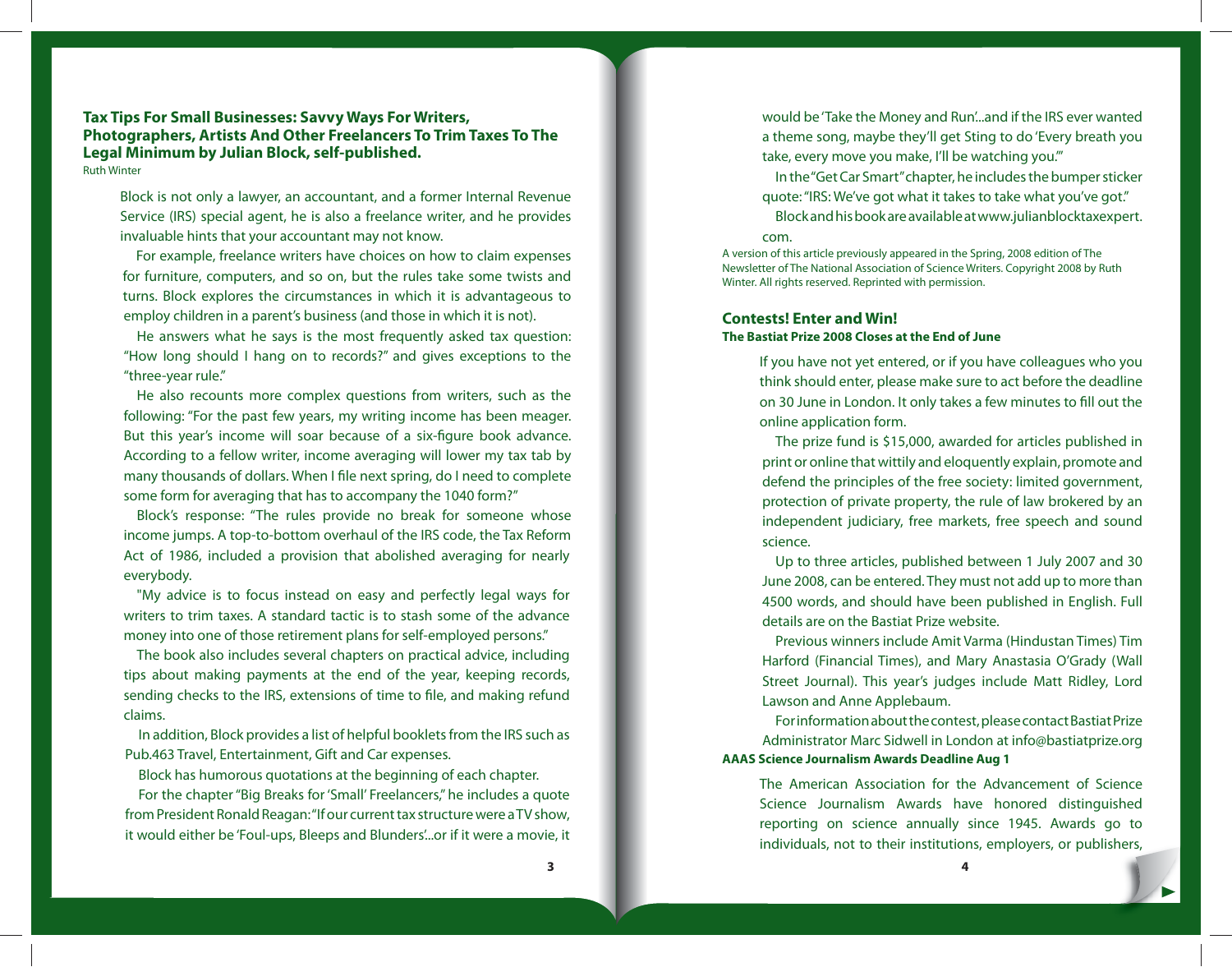## Tax Tips For Small Businesses: Savvy Ways For Writers, Photographers, Artists And Other Freelancers To Trim Taxes To The Legal Minimum by Julian Block, self-published.

Ruth Winter

Block is not only a lawyer, an accountant, and a former Internal Revenue Service (IRS) special agent, he is also a freelance writer, and he provides invaluable hints that your accountant may not know.

For example, freelance writers have choices on how to claim expenses for furniture, computers, and so on, but the rules take some twists and turns. Block explores the circumstances in which it is advantageous to employ children in a parent's business (and those in which it is not).

He answers what he says is the most frequently asked tax question: "How long should I hang on to records?" and gives exceptions to the "three-year rule."

He also recounts more complex questions from writers, such as the following: "For the past few years, my writing income has been meager. But this year's income will soar because of a six-figure book advance. According to a fellow writer, income averaging will lower my tax tab by many thousands of dollars. When I file next spring, do I need to complete some form for averaging that has to accompany the 1040 form?"

Block's response: "The rules provide no break for someone whose income jumps. A top-to-bottom overhaul of the IRS code, the Tax Reform Act of 1986, included a provision that abolished averaging for nearly everybody.

"My advice is to focus instead on easy and perfectly legal ways for writers to trim taxes. A standard tactic is to stash some of the advance money into one of those retirement plans for self-employed persons."

The book also includes several chapters on practical advice, including tips about making payments at the end of the year, keeping records, sending checks to the IRS, extensions of time to file, and making refund claims.

In addition, Block provides a list of helpful booklets from the IRS such as Pub.463 Travel, Entertainment, Gift and Car expenses.

Block has humorous quotations at the beginning of each chapter.

For the chapter "Big Breaks for 'Small' Freelancers," he includes a quote from President Ronald Reagan: "If our current tax structure were a TV show, it would either be 'Foul-ups, Bleeps and Blunders'...or if it were a movie, it would be 'Take the Money and Run'...and if the IRS ever wanted a theme song, maybe they'll get Sting to do 'Every breath you take, every move you make, I'll be watching you.'"

In the "Get Car Smart" chapter, he includes the bumper sticker quote: "IRS: We've got what it takes to take what you've got."

Block and his book are available at www.julianblocktaxexpert.com.

A version of this article previously appeared in the Spring, 2008 edition of The Newsletter of The National Association of Science Writers. Copyright 2008 by Ruth Winter. All rights reserved. Reprinted with permission.

## Contests! Enter and Win!

### The Bastiat Prize 2008 Closes at the End of June

If you have not yet entered, or if you have colleagues who you think should enter, please make sure to act before the deadline on 30 June in London. It only takes a few minutes to fill out the online application form.

The prize fund is $15,000, awarded for articles published in print or online that wittily and eloquently explain, promote and defend the principles of the free society: limited government, protection of private property, the rule of law brokered by an independent judiciary, free markets, free speech and sound science.

Up to three articles, published between 1 July 2007 and 30 June 2008, can be entered. They must not add up to more than 4500 words, and should have been published in English. Full details are on the Bastiat Prize website.

Previous winners include Amit Varma (Hindustan Times) Tim Harford (Financial Times), and Mary Anastasia O'Grady (Wall Street Journal). This year's judges include Matt Ridley, Lord Lawson and Anne Applebaum.

For information about the contest, please contact Bastiat Prize Administrator Marc Sidwell in London at info@bastiatprize.org

### AAAS Science Journalism Awards Deadline Aug 1

The American Association for the Advancement of Science Science Journalism Awards have honored distinguished reporting on science annually since 1945. Awards go to individuals, not to their institutions, employers, or publishers,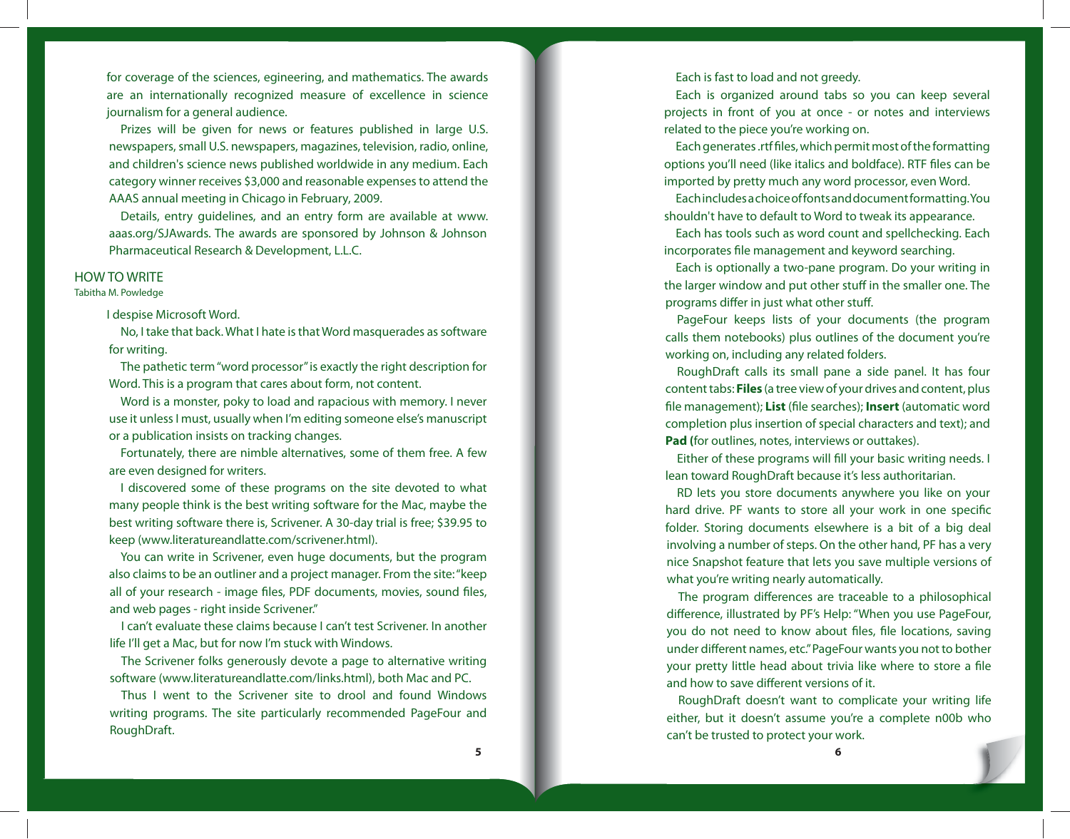for coverage of the sciences, egineering, and mathematics. The awards are an internationally recognized measure of excellence in science journalism for a general audience.

Prizes will be given for news or features published in large U.S. newspapers, small U.S. newspapers, magazines, television, radio, online, and children's science news published worldwide in any medium. Each category winner receives $3,000 and reasonable expenses to attend the AAAS annual meeting in Chicago in February, 2009.

Details, entry guidelines, and an entry form are available at www.aaas.org/SJAwards. The awards are sponsored by Johnson & Johnson Pharmaceutical Research & Development, L.L.C.

## HOW TO WRITE

Tabitha M. Powledge

I despise Microsoft Word.

No, I take that back. What I hate is that Word masquerades as software for writing.

The pathetic term "word processor" is exactly the right description for Word. This is a program that cares about form, not content.

Word is a monster, poky to load and rapacious with memory. I never use it unless I must, usually when I'm editing someone else's manuscript or a publication insists on tracking changes.

Fortunately, there are nimble alternatives, some of them free. A few are even designed for writers.

I discovered some of these programs on the site devoted to what many people think is the best writing software for the Mac, maybe the best writing software there is, Scrivener. A 30-day trial is free; $39.95 to keep (www.literatureandlatte.com/scrivener.html).

You can write in Scrivener, even huge documents, but the program also claims to be an outliner and a project manager. From the site: "keep all of your research - image files, PDF documents, movies, sound files, and web pages - right inside Scrivener."

I can't evaluate these claims because I can't test Scrivener. In another life I'll get a Mac, but for now I'm stuck with Windows.

The Scrivener folks generously devote a page to alternative writing software (www.literatureandlatte.com/links.html), both Mac and PC.

Thus I went to the Scrivener site to drool and found Windows writing programs. The site particularly recommended PageFour and RoughDraft.

Each is fast to load and not greedy.

Each is organized around tabs so you can keep several projects in front of you at once - or notes and interviews related to the piece you're working on.

Each generates .rtf files, which permit most of the formatting options you'll need (like italics and boldface). RTF files can be imported by pretty much any word processor, even Word.

Each includes a choice of fonts and document formatting. You shouldn't have to default to Word to tweak its appearance.

Each has tools such as word count and spellchecking. Each incorporates file management and keyword searching.

Each is optionally a two-pane program. Do your writing in the larger window and put other stuff in the smaller one. The programs differ in just what other stuff.

PageFour keeps lists of your documents (the program calls them notebooks) plus outlines of the document you're working on, including any related folders.

RoughDraft calls its small pane a side panel. It has four content tabs: **Files** (a tree view of your drives and content, plus file management); **List** (file searches); **Insert** (automatic word completion plus insertion of special characters and text); and **Pad (**for outlines, notes, interviews or outtakes).

Either of these programs will fill your basic writing needs. I lean toward RoughDraft because it's less authoritarian.

RD lets you store documents anywhere you like on your hard drive. PF wants to store all your work in one specific folder. Storing documents elsewhere is a bit of a big deal involving a number of steps. On the other hand, PF has a very nice Snapshot feature that lets you save multiple versions of what you're writing nearly automatically.

The program differences are traceable to a philosophical difference, illustrated by PF's Help: "When you use PageFour, you do not need to know about files, file locations, saving under different names, etc." PageFour wants you not to bother your pretty little head about trivia like where to store a file and how to save different versions of it.

RoughDraft doesn't want to complicate your writing life either, but it doesn't assume you're a complete n00b who can't be trusted to protect your work.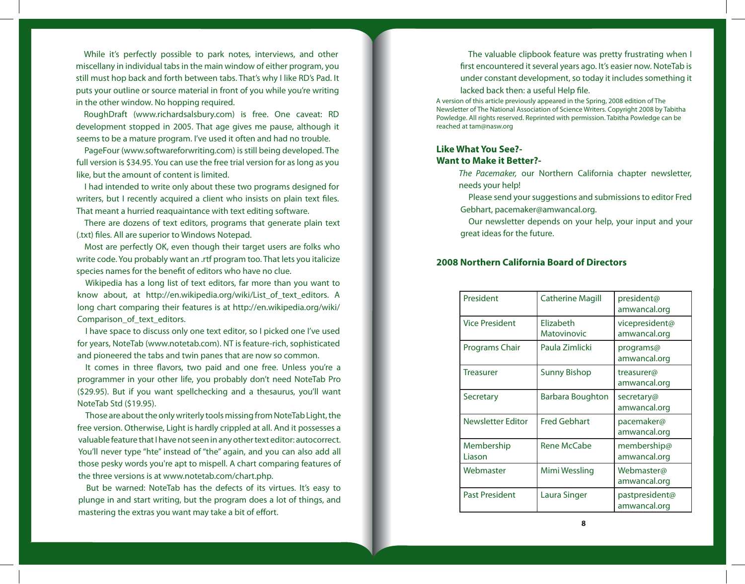While it's perfectly possible to park notes, interviews, and other miscellany in individual tabs in the main window of either program, you still must hop back and forth between tabs. That's why I like RD's Pad. It puts your outline or source material in front of you while you're writing in the other window. No hopping required.

RoughDraft (www.richardsalsbury.com) is free. One caveat: RD development stopped in 2005. That age gives me pause, although it seems to be a mature program. I've used it often and had no trouble.

PageFour (www.softwareforwriting.com) is still being developed. The full version is $34.95. You can use the free trial version for as long as you like, but the amount of content is limited.

I had intended to write only about these two programs designed for writers, but I recently acquired a client who insists on plain text files. That meant a hurried reaquaintance with text editing software.

There are dozens of text editors, programs that generate plain text (.txt) files. All are superior to Windows Notepad.

Most are perfectly OK, even though their target users are folks who write code. You probably want an .rtf program too. That lets you italicize species names for the benefit of editors who have no clue.

Wikipedia has a long list of text editors, far more than you want to know about, at http://en.wikipedia.org/wiki/List_of_text_editors. A long chart comparing their features is at http://en.wikipedia.org/wiki/Comparison_of_text_editors.

I have space to discuss only one text editor, so I picked one I've used for years, NoteTab (www.notetab.com). NT is feature-rich, sophisticated and pioneered the tabs and twin panes that are now so common.

It comes in three flavors, two paid and one free. Unless you're a programmer in your other life, you probably don't need NoteTab Pro ($29.95). But if you want spellchecking and a thesaurus, you'll want NoteTab Std ($19.95).

Those are about the only writerly tools missing from NoteTab Light, the free version. Otherwise, Light is hardly crippled at all. And it possesses a valuable feature that I have not seen in any other text editor: autocorrect. You'll never type "hte" instead of "the" again, and you can also add all those pesky words you're apt to mispell. A chart comparing features of the three versions is at www.notetab.com/chart.php.

But be warned: NoteTab has the defects of its virtues. It's easy to plunge in and start writing, but the program does a lot of things, and mastering the extras you want may take a bit of effort.

The valuable clipbook feature was pretty frustrating when I first encountered it several years ago. It's easier now. NoteTab is under constant development, so today it includes something it lacked back then: a useful Help file.

A version of this article previously appeared in the Spring, 2008 edition of The Newsletter of The National Association of Science Writers. Copyright 2008 by Tabitha Powledge. All rights reserved. Reprinted with permission. Tabitha Powledge can be reached at tam@nasw.org

## Like What You See?- Want to Make it Better?-

*The Pacemaker,* our Northern California chapter newsletter, needs your help!

Please send your suggestions and submissions to editor Fred Gebhart, pacemaker@amwancal.org.

Our newsletter depends on your help, your input and your great ideas for the future.

## 2008 Northern California Board of Directors

| | | |
|---|---|---|
| President | Catherine Magill | president@amwancal.org |
| Vice President | Elizabeth Matovinovic | vicepresident@amwancal.org |
| Programs Chair | Paula Zimlicki | programs@amwancal.org |
| Treasurer | Sunny Bishop | treasurer@amwancal.org |
| Secretary | Barbara Boughton | secretary@amwancal.org |
| Newsletter Editor | Fred Gebhart | pacemaker@amwancal.org |
| Membership Liason | Rene McCabe | membership@amwancal.org |
| Webmaster | Mimi Wessling | Webmaster@amwancal.org |
| Past President | Laura Singer | pastpresident@amwancal.org |